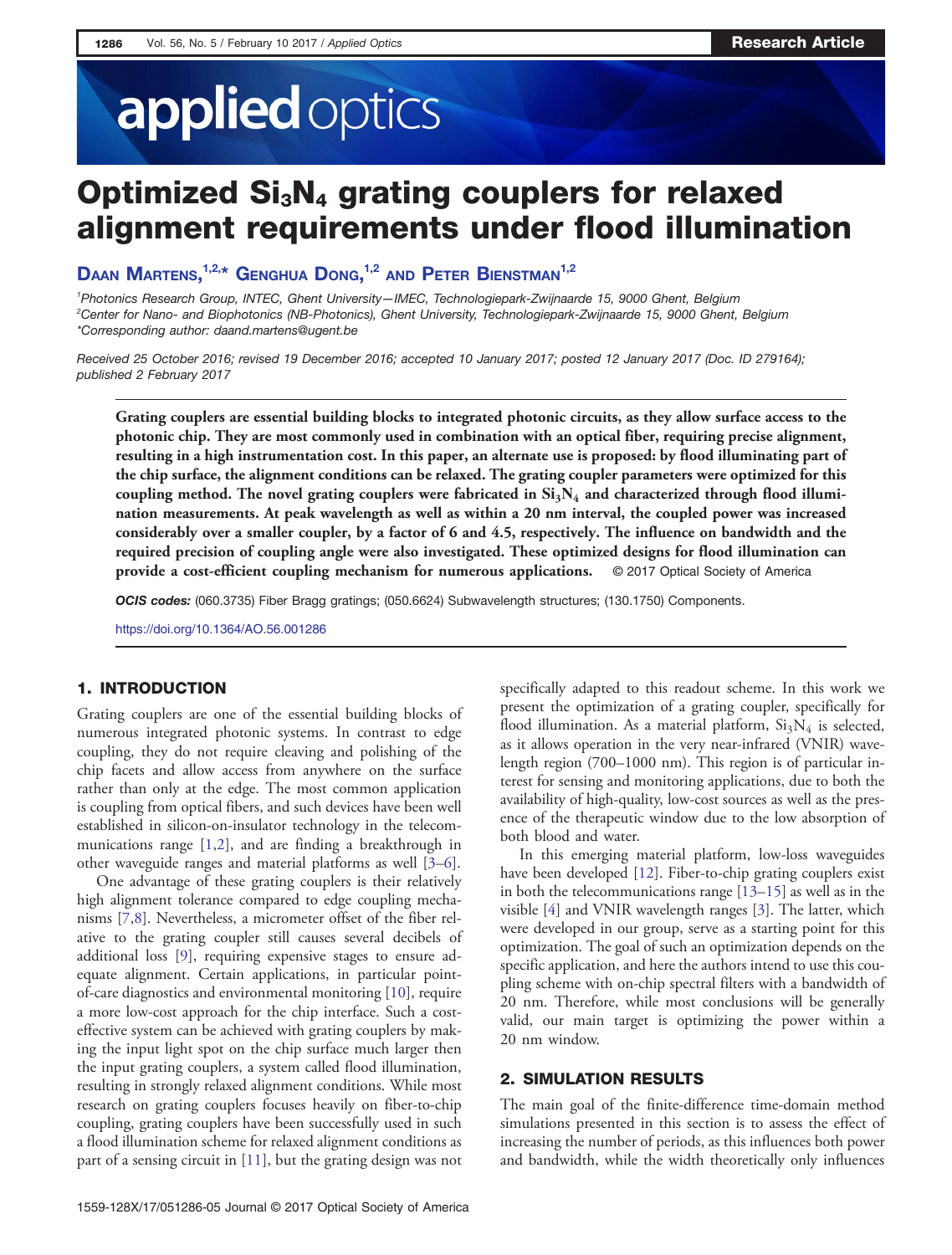# Optimized $Si_3N_4$ grating couplers for relaxed alignment requirements under flood illumination

**Daan Martens,[1,2,*] Genghua Dong,[1,2] and Peter Bienstman[1,2]**

[1] Photonics Research Group, INTEC, Ghent University—IMEC, Technologiepark-Zwijnaarde 15, 9000 Ghent, Belgium
[2] Center for Nano- and Biophotonics (NB-Photonics), Ghent University, Technologiepark-Zwijnaarde 15, 9000 Ghent, Belgium
*Corresponding author: daand.martens@ugent.be

*Received 25 October 2016; revised 19 December 2016; accepted 10 January 2017; posted 12 January 2017 (Doc. ID 279164); published 2 February 2017*

**Grating couplers are essential building blocks to integrated photonic circuits, as they allow surface access to the photonic chip. They are most commonly used in combination with an optical fiber, requiring precise alignment, resulting in a high instrumentation cost. In this paper, an alternate use is proposed: by flood illuminating part of the chip surface, the alignment conditions can be relaxed. The grating coupler parameters were optimized for this coupling method. The novel grating couplers were fabricated in $Si_3N_4$ and characterized through flood illumination measurements. At peak wavelength as well as within a 20 nm interval, the coupled power was increased considerably over a smaller coupler, by a factor of 6 and 4.5, respectively. The influence on bandwidth and the required precision of coupling angle were also investigated. These optimized designs for flood illumination can provide a cost-efficient coupling mechanism for numerous applications.** © 2017 Optical Society of America

***OCIS codes:*** (060.3735) Fiber Bragg gratings; (050.6624) Subwavelength structures; (130.1750) Components.

https://doi.org/10.1364/AO.56.001286

## 1. INTRODUCTION

Grating couplers are one of the essential building blocks of numerous integrated photonic systems. In contrast to edge coupling, they do not require cleaving and polishing of the chip facets and allow access from anywhere on the surface rather than only at the edge. The most common application is coupling from optical fibers, and such devices have been well established in silicon-on-insulator technology in the telecommunications range [1,2], and are finding a breakthrough in other waveguide ranges and material platforms as well [3–6].

One advantage of these grating couplers is their relatively high alignment tolerance compared to edge coupling mechanisms [7,8]. Nevertheless, a micrometer offset of the fiber relative to the grating coupler still causes several decibels of additional loss [9], requiring expensive stages to ensure adequate alignment. Certain applications, in particular point-of-care diagnostics and environmental monitoring [10], require a more low-cost approach for the chip interface. Such a cost-effective system can be achieved with grating couplers by making the input light spot on the chip surface much larger then the input grating couplers, a system called flood illumination, resulting in strongly relaxed alignment conditions. While most research on grating couplers focuses heavily on fiber-to-chip coupling, grating couplers have been successfully used in such a flood illumination scheme for relaxed alignment conditions as part of a sensing circuit in [11], but the grating design was not specifically adapted to this readout scheme. In this work we present the optimization of a grating coupler, specifically for flood illumination. As a material platform, $Si_3N_4$ is selected, as it allows operation in the very near-infrared (VNIR) wavelength region (700–1000 nm). This region is of particular interest for sensing and monitoring applications, due to both the availability of high-quality, low-cost sources as well as the presence of the therapeutic window due to the low absorption of both blood and water.

In this emerging material platform, low-loss waveguides have been developed [12]. Fiber-to-chip grating couplers exist in both the telecommunications range [13–15] as well as in the visible [4] and VNIR wavelength ranges [3]. The latter, which were developed in our group, serve as a starting point for this optimization. The goal of such an optimization depends on the specific application, and here the authors intend to use this coupling scheme with on-chip spectral filters with a bandwidth of 20 nm. Therefore, while most conclusions will be generally valid, our main target is optimizing the power within a 20 nm window.

## 2. SIMULATION RESULTS

The main goal of the finite-difference time-domain method simulations presented in this section is to assess the effect of increasing the number of periods, as this influences both power and bandwidth, while the width theoretically only influences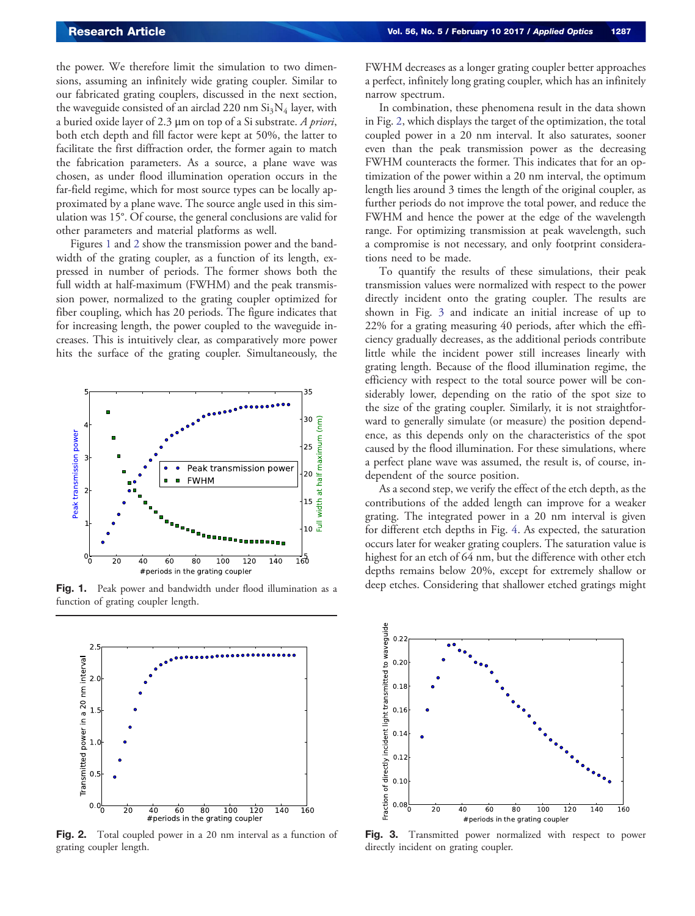the power. We therefore limit the simulation to two dimensions, assuming an infinitely wide grating coupler. Similar to our fabricated grating couplers, discussed in the next section, the waveguide consisted of an airclad 220 nm $Si_3N_4$ layer, with a buried oxide layer of 2.3 μm on top of a Si substrate. *A priori*, both etch depth and fill factor were kept at 50%, the latter to facilitate the first diffraction order, the former again to match the fabrication parameters. As a source, a plane wave was chosen, as under flood illumination operation occurs in the far-field regime, which for most source types can be locally approximated by a plane wave. The source angle used in this simulation was 15°. Of course, the general conclusions are valid for other parameters and material platforms as well.

Figures 1 and 2 show the transmission power and the bandwidth of the grating coupler, as a function of its length, expressed in number of periods. The former shows both the full width at half-maximum (FWHM) and the peak transmission power, normalized to the grating coupler optimized for fiber coupling, which has 20 periods. The figure indicates that for increasing length, the power coupled to the waveguide increases. This is intuitively clear, as comparatively more power hits the surface of the grating coupler. Simultaneously, the FWHM decreases as a longer grating coupler better approaches a perfect, infinitely long grating coupler, which has an infinitely narrow spectrum.

**Fig. 1.** Peak power and bandwidth under flood illumination as a function of grating coupler length.

In combination, these phenomena result in the data shown in Fig. 2, which displays the target of the optimization, the total coupled power in a 20 nm interval. It also saturates, sooner even than the peak transmission power as the decreasing FWHM counteracts the former. This indicates that for an optimization of the power within a 20 nm interval, the optimum length lies around 3 times the length of the original coupler, as further periods do not improve the total power, and reduce the FWHM and hence the power at the edge of the wavelength range. For optimizing transmission at peak wavelength, such a compromise is not necessary, and only footprint considerations need to be made.

To quantify the results of these simulations, their peak transmission values were normalized with respect to the power directly incident onto the grating coupler. The results are shown in Fig. 3 and indicate an initial increase of up to 22% for a grating measuring 40 periods, after which the efficiency gradually decreases, as the additional periods contribute little while the incident power still increases linearly with grating length. Because of the flood illumination regime, the efficiency with respect to the total source power will be considerably lower, depending on the ratio of the spot size to the size of the grating coupler. Similarly, it is not straightforward to generally simulate (or measure) the position dependence, as this depends only on the characteristics of the spot caused by the flood illumination. For these simulations, where a perfect plane wave was assumed, the result is, of course, independent of the source position.

As a second step, we verify the effect of the etch depth, as the contributions of the added length can improve for a weaker grating. The integrated power in a 20 nm interval is given for different etch depths in Fig. 4. As expected, the saturation occurs later for weaker grating couplers. The saturation value is highest for an etch of 64 nm, but the difference with other etch depths remains below 20%, except for extremely shallow or deep etches. Considering that shallower etched gratings might

**Fig. 2.** Total coupled power in a 20 nm interval as a function of grating coupler length.

**Fig. 3.** Transmitted power normalized with respect to power directly incident on grating coupler.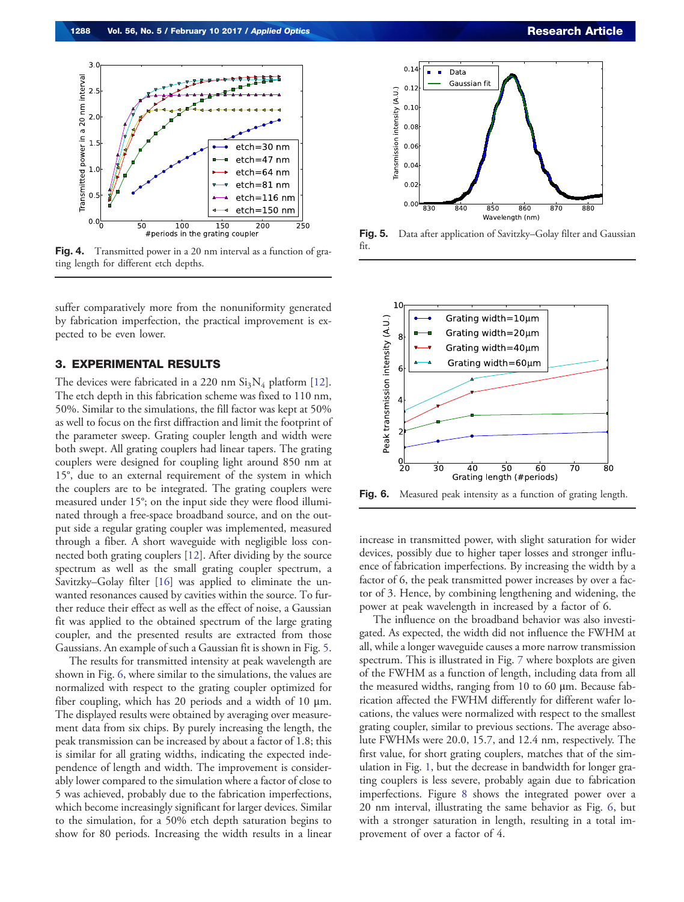Fig. 4. Transmitted power in a 20 nm interval as a function of grating length for different etch depths.

Fig. 5. Data after application of Savitzky–Golay filter and Gaussian fit.

suffer comparatively more from the nonuniformity generated by fabrication imperfection, the practical improvement is expected to be even lower.

## 3. EXPERIMENTAL RESULTS

The devices were fabricated in a 220 nm $Si_3N_4$ platform [12]. The etch depth in this fabrication scheme was fixed to 110 nm, 50%. Similar to the simulations, the fill factor was kept at 50% as well to focus on the first diffraction and limit the footprint of the parameter sweep. Grating coupler length and width were both swept. All grating couplers had linear tapers. The grating couplers were designed for coupling light around 850 nm at 15°, due to an external requirement of the system in which the couplers are to be integrated. The grating couplers were measured under 15°; on the input side they were flood illuminated through a free-space broadband source, and on the output side a regular grating coupler was implemented, measured through a fiber. A short waveguide with negligible loss connected both grating couplers [12]. After dividing by the source spectrum as well as the small grating coupler spectrum, a Savitzky–Golay filter [16] was applied to eliminate the unwanted resonances caused by cavities within the source. To further reduce their effect as well as the effect of noise, a Gaussian fit was applied to the obtained spectrum of the large grating coupler, and the presented results are extracted from those Gaussians. An example of such a Gaussian fit is shown in Fig. 5.

The results for transmitted intensity at peak wavelength are shown in Fig. 6, where similar to the simulations, the values are normalized with respect to the grating coupler optimized for fiber coupling, which has 20 periods and a width of 10 μm. The displayed results were obtained by averaging over measurement data from six chips. By purely increasing the length, the peak transmission can be increased by about a factor of 1.8; this is similar for all grating widths, indicating the expected independence of length and width. The improvement is considerably lower compared to the simulation where a factor of close to 5 was achieved, probably due to the fabrication imperfections, which become increasingly significant for larger devices. Similar to the simulation, for a 50% etch depth saturation begins to show for 80 periods. Increasing the width results in a linear increase in transmitted power, with slight saturation for wider devices, possibly due to higher taper losses and stronger influence of fabrication imperfections. By increasing the width by a factor of 6, the peak transmitted power increases by over a factor of 3. Hence, by combining lengthening and widening, the power at peak wavelength in increased by a factor of 6.

Fig. 6. Measured peak intensity as a function of grating length.

The influence on the broadband behavior was also investigated. As expected, the width did not influence the FWHM at all, while a longer waveguide causes a more narrow transmission spectrum. This is illustrated in Fig. 7 where boxplots are given of the FWHM as a function of length, including data from all the measured widths, ranging from 10 to 60 μm. Because fabrication affected the FWHM differently for different wafer locations, the values were normalized with respect to the smallest grating coupler, similar to previous sections. The average absolute FWHMs were 20.0, 15.7, and 12.4 nm, respectively. The first value, for short grating couplers, matches that of the simulation in Fig. 1, but the decrease in bandwidth for longer grating couplers is less severe, probably again due to fabrication imperfections. Figure 8 shows the integrated power over a 20 nm interval, illustrating the same behavior as Fig. 6, but with a stronger saturation in length, resulting in a total improvement of over a factor of 4.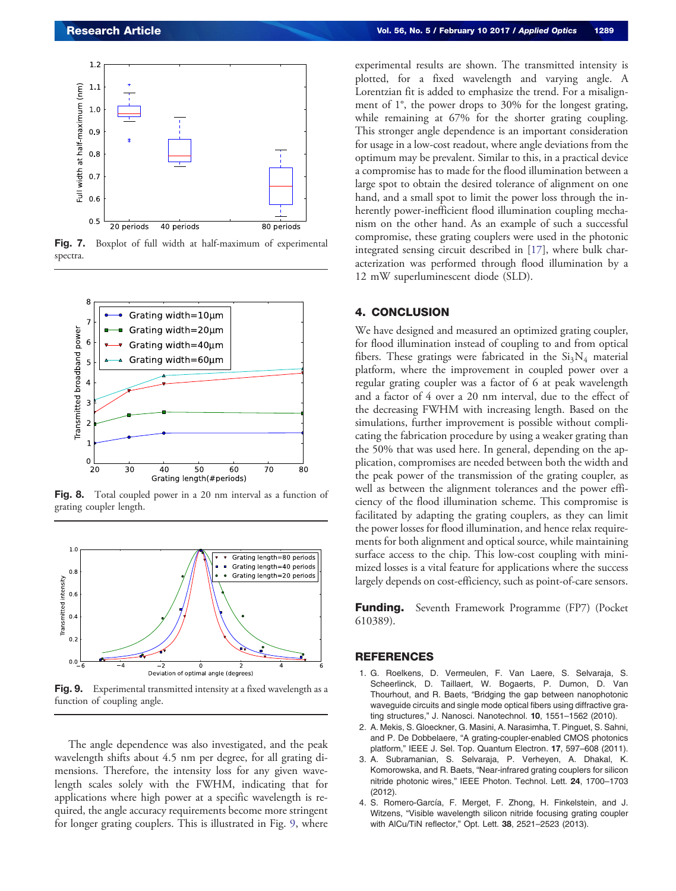**Fig. 7.** Boxplot of full width at half-maximum of experimental spectra.

**Fig. 8.** Total coupled power in a 20 nm interval as a function of grating coupler length.

**Fig. 9.** Experimental transmitted intensity at a fixed wavelength as a function of coupling angle.

The angle dependence was also investigated, and the peak wavelength shifts about 4.5 nm per degree, for all grating dimensions. Therefore, the intensity loss for any given wavelength scales solely with the FWHM, indicating that for applications where high power at a specific wavelength is required, the angle accuracy requirements become more stringent for longer grating couplers. This is illustrated in Fig. 9, where experimental results are shown. The transmitted intensity is plotted, for a fixed wavelength and varying angle. A Lorentzian fit is added to emphasize the trend. For a misalignment of 1°, the power drops to 30% for the longest grating, while remaining at 67% for the shorter grating coupling. This stronger angle dependence is an important consideration for usage in a low-cost readout, where angle deviations from the optimum may be prevalent. Similar to this, in a practical device a compromise has to made for the flood illumination between a large spot to obtain the desired tolerance of alignment on one hand, and a small spot to limit the power loss through the inherently power-inefficient flood illumination coupling mechanism on the other hand. As an example of such a successful compromise, these grating couplers were used in the photonic integrated sensing circuit described in [17], where bulk characterization was performed through flood illumination by a 12 mW superluminescent diode (SLD).

## 4. CONCLUSION

We have designed and measured an optimized grating coupler, for flood illumination instead of coupling to and from optical fibers. These gratings were fabricated in the $Si_3N_4$ material platform, where the improvement in coupled power over a regular grating coupler was a factor of 6 at peak wavelength and a factor of 4 over a 20 nm interval, due to the effect of the decreasing FWHM with increasing length. Based on the simulations, further improvement is possible without complicating the fabrication procedure by using a weaker grating than the 50% that was used here. In general, depending on the application, compromises are needed between both the width and the peak power of the transmission of the grating coupler, as well as between the alignment tolerances and the power efficiency of the flood illumination scheme. This compromise is facilitated by adapting the grating couplers, as they can limit the power losses for flood illumination, and hence relax requirements for both alignment and optical source, while maintaining surface access to the chip. This low-cost coupling with minimized losses is a vital feature for applications where the success largely depends on cost-efficiency, such as point-of-care sensors.

**Funding.** Seventh Framework Programme (FP7) (Pocket 610389).

## REFERENCES

1. G. Roelkens, D. Vermeulen, F. Van Laere, S. Selvaraja, S. Scheerlinck, D. Taillaert, W. Bogaerts, P. Dumon, D. Van Thourhout, and R. Baets, "Bridging the gap between nanophotonic waveguide circuits and single mode optical fibers using diffractive grating structures," J. Nanosci. Nanotechnol. **10**, 1551–1562 (2010).
2. A. Mekis, S. Gloeckner, G. Masini, A. Narasimha, T. Pinguet, S. Sahni, and P. De Dobbelaere, "A grating-coupler-enabled CMOS photonics platform," IEEE J. Sel. Top. Quantum Electron. **17**, 597–608 (2011).
3. A. Subramanian, S. Selvaraja, P. Verheyen, A. Dhakal, K. Komorowska, and R. Baets, "Near-infrared grating couplers for silicon nitride photonic wires," IEEE Photon. Technol. Lett. **24**, 1700–1703 (2012).
4. S. Romero-García, F. Merget, F. Zhong, H. Finkelstein, and J. Witzens, "Visible wavelength silicon nitride focusing grating coupler with AlCu/TiN reflector," Opt. Lett. **38**, 2521–2523 (2013).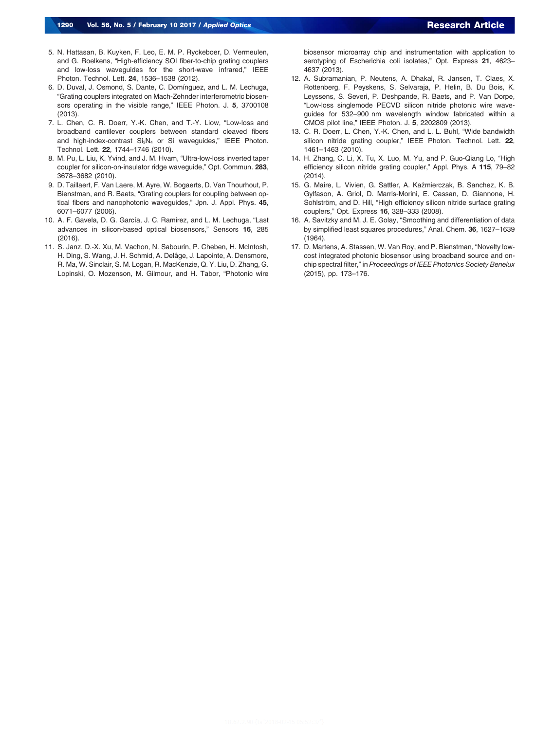5. N. Hattasan, B. Kuyken, F. Leo, E. M. P. Ryckeboer, D. Vermeulen, and G. Roelkens, "High-efficiency SOI fiber-to-chip grating couplers and low-loss waveguides for the short-wave infrared," IEEE Photon. Technol. Lett. **24**, 1536–1538 (2012).
6. D. Duval, J. Osmond, S. Dante, C. Domínguez, and L. M. Lechuga, "Grating couplers integrated on Mach-Zehnder interferometric biosensors operating in the visible range," IEEE Photon. J. **5**, 3700108 (2013).
7. L. Chen, C. R. Doerr, Y.-K. Chen, and T.-Y. Liow, "Low-loss and broadband cantilever couplers between standard cleaved fibers and high-index-contrast $Si_3N_4$ or Si waveguides," IEEE Photon. Technol. Lett. **22**, 1744–1746 (2010).
8. M. Pu, L. Liu, K. Yvind, and J. M. Hvam, "Ultra-low-loss inverted taper coupler for silicon-on-insulator ridge waveguide," Opt. Commun. **283**, 3678–3682 (2010).
9. D. Taillaert, F. Van Laere, M. Ayre, W. Bogaerts, D. Van Thourhout, P. Bienstman, and R. Baets, "Grating couplers for coupling between optical fibers and nanophotonic waveguides," Jpn. J. Appl. Phys. **45**, 6071–6077 (2006).
10. A. F. Gavela, D. G. García, J. C. Ramirez, and L. M. Lechuga, "Last advances in silicon-based optical biosensors," Sensors **16**, 285 (2016).
11. S. Janz, D.-X. Xu, M. Vachon, N. Sabourin, P. Cheben, H. McIntosh, H. Ding, S. Wang, J. H. Schmid, A. Delâge, J. Lapointe, A. Densmore, R. Ma, W. Sinclair, S. M. Logan, R. MacKenzie, Q. Y. Liu, D. Zhang, G. Lopinski, O. Mozenson, M. Gilmour, and H. Tabor, "Photonic wire biosensor microarray chip and instrumentation with application to serotyping of Escherichia coli isolates," Opt. Express **21**, 4623–4637 (2013).
12. A. Subramanian, P. Neutens, A. Dhakal, R. Jansen, T. Claes, X. Rottenberg, F. Peyskens, S. Selvaraja, P. Helin, B. Du Bois, K. Leyssens, S. Severi, P. Deshpande, R. Baets, and P. Van Dorpe, "Low-loss singlemode PECVD silicon nitride photonic wire waveguides for 532–900 nm wavelength window fabricated within a CMOS pilot line," IEEE Photon. J. **5**, 2202809 (2013).
13. C. R. Doerr, L. Chen, Y.-K. Chen, and L. L. Buhl, "Wide bandwidth silicon nitride grating coupler," IEEE Photon. Technol. Lett. **22**, 1461–1463 (2010).
14. H. Zhang, C. Li, X. Tu, X. Luo, M. Yu, and P. Guo-Qiang Lo, "High efficiency silicon nitride grating coupler," Appl. Phys. A **115**, 79–82 (2014).
15. G. Maire, L. Vivien, G. Sattler, A. Kaźmierczak, B. Sanchez, K. B. Gylfason, A. Griol, D. Marris-Morini, E. Cassan, D. Giannone, H. Sohlström, and D. Hill, "High efficiency silicon nitride surface grating couplers," Opt. Express **16**, 328–333 (2008).
16. A. Savitzky and M. J. E. Golay, "Smoothing and differentiation of data by simplified least squares procedures," Anal. Chem. **36**, 1627–1639 (1964).
17. D. Martens, A. Stassen, W. Van Roy, and P. Bienstman, "Novelty low-cost integrated photonic biosensor using broadband source and on-chip spectral filter," in *Proceedings of IEEE Photonics Society Benelux* (2015), pp. 173–176.